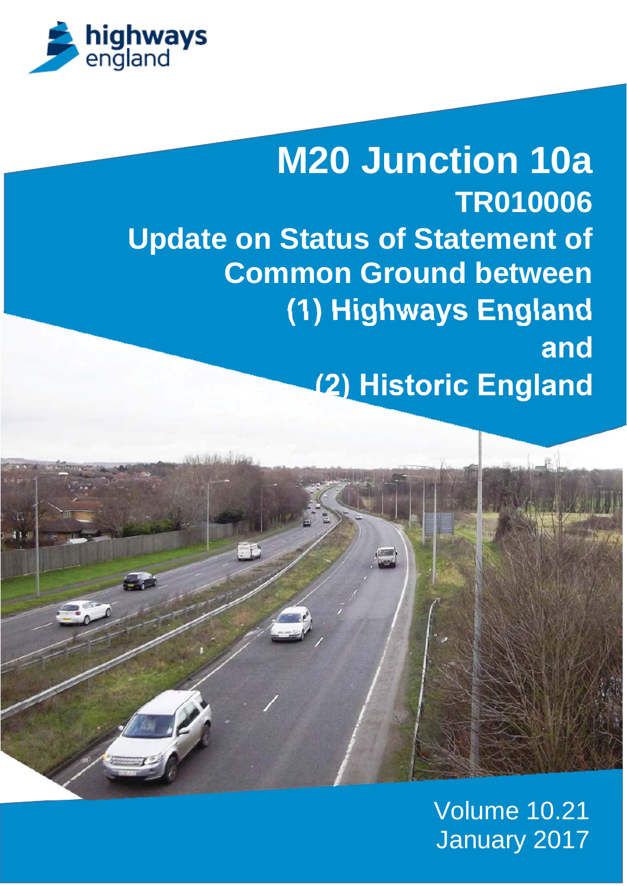highways england

# M20 Junction 10a

## TR010006

## Update on Status of Statement of Common Ground between (1) Highways England and (2) Historic England

Volume 10.21

January 2017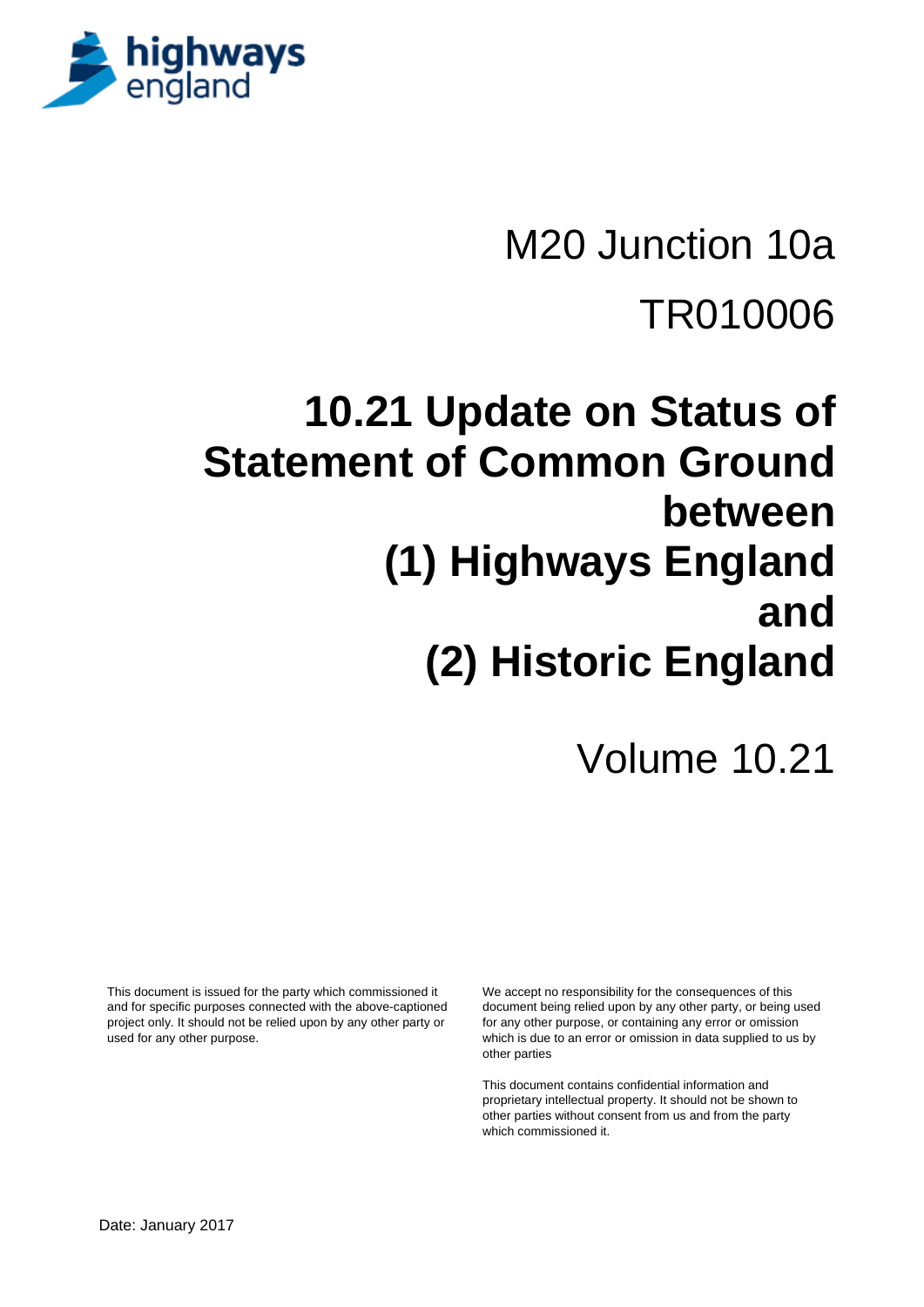highways england

M20 Junction 10a

TR010006

# 10.21 Update on Status of Statement of Common Ground between (1) Highways England and (2) Historic England

Volume 10.21

This document is issued for the party which commissioned it and for specific purposes connected with the above-captioned project only. It should not be relied upon by any other party or used for any other purpose.

We accept no responsibility for the consequences of this document being relied upon by any other party, or being used for any other purpose, or containing any error or omission which is due to an error or omission in data supplied to us by other parties

This document contains confidential information and proprietary intellectual property. It should not be shown to other parties without consent from us and from the party which commissioned it.

Date: January 2017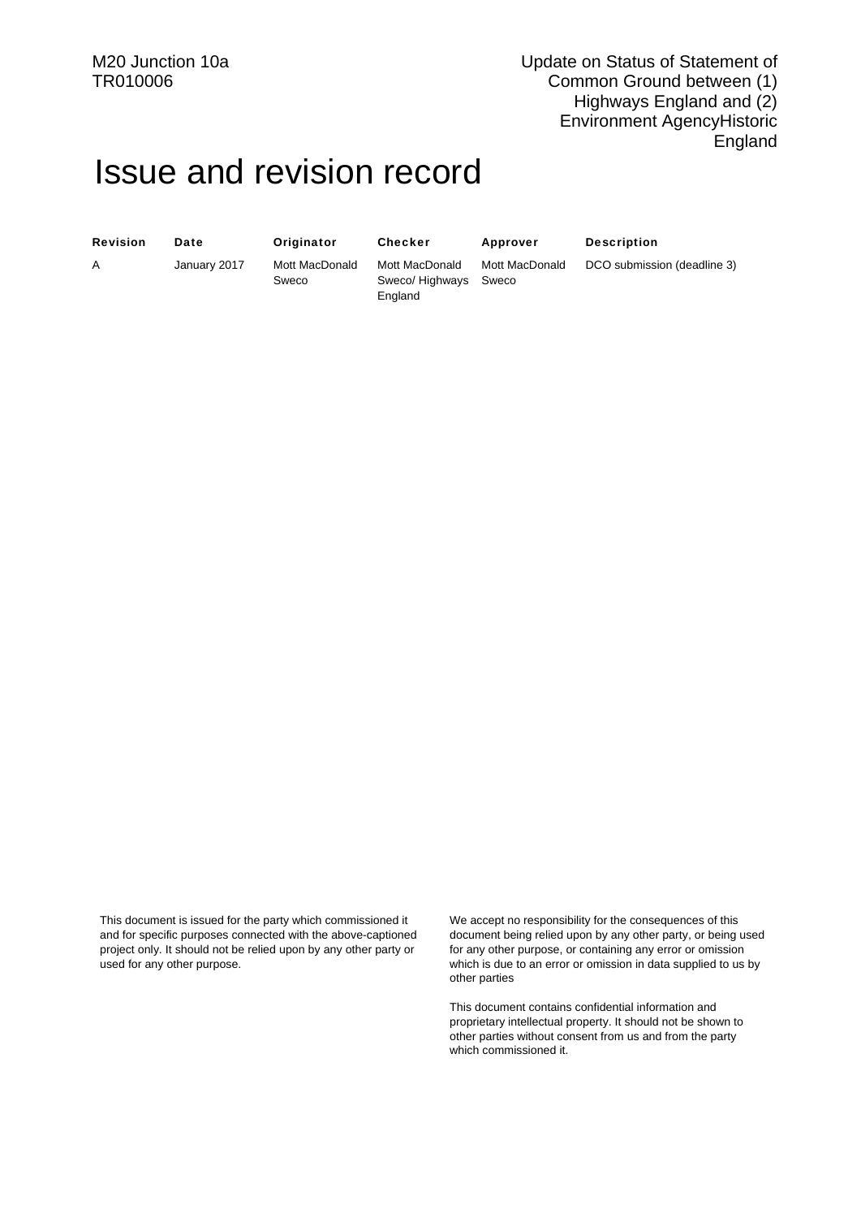# Issue and revision record

| Revision | Date | Originator | Checker | Approver | Description |
|---|---|---|---|---|---|
| A | January 2017 | Mott MacDonald Sweco | Mott MacDonald Sweco/ Highways England | Mott MacDonald Sweco | DCO submission (deadline 3) |

This document is issued for the party which commissioned it and for specific purposes connected with the above-captioned project only. It should not be relied upon by any other party or used for any other purpose.

We accept no responsibility for the consequences of this document being relied upon by any other party, or being used for any other purpose, or containing any error or omission which is due to an error or omission in data supplied to us by other parties

This document contains confidential information and proprietary intellectual property. It should not be shown to other parties without consent from us and from the party which commissioned it.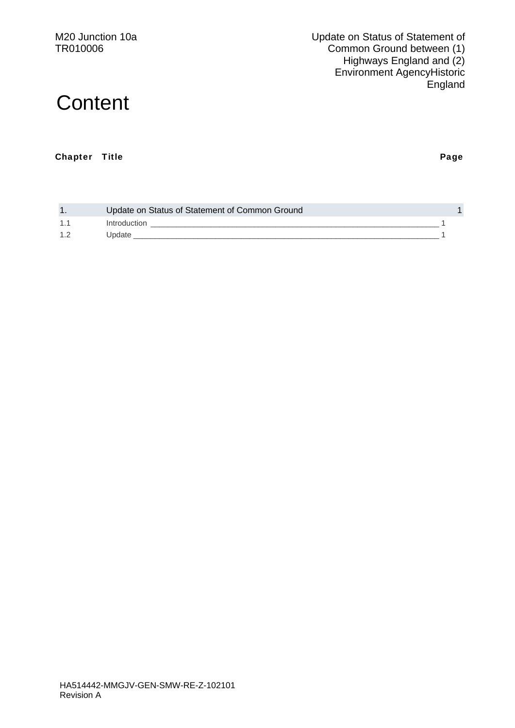# Content

| Chapter | Title | Page |
|---|---|---|
| 1. | Update on Status of Statement of Common Ground | 1 |
| 1.1 | Introduction | 1 |
| 1.2 | Update | 1 |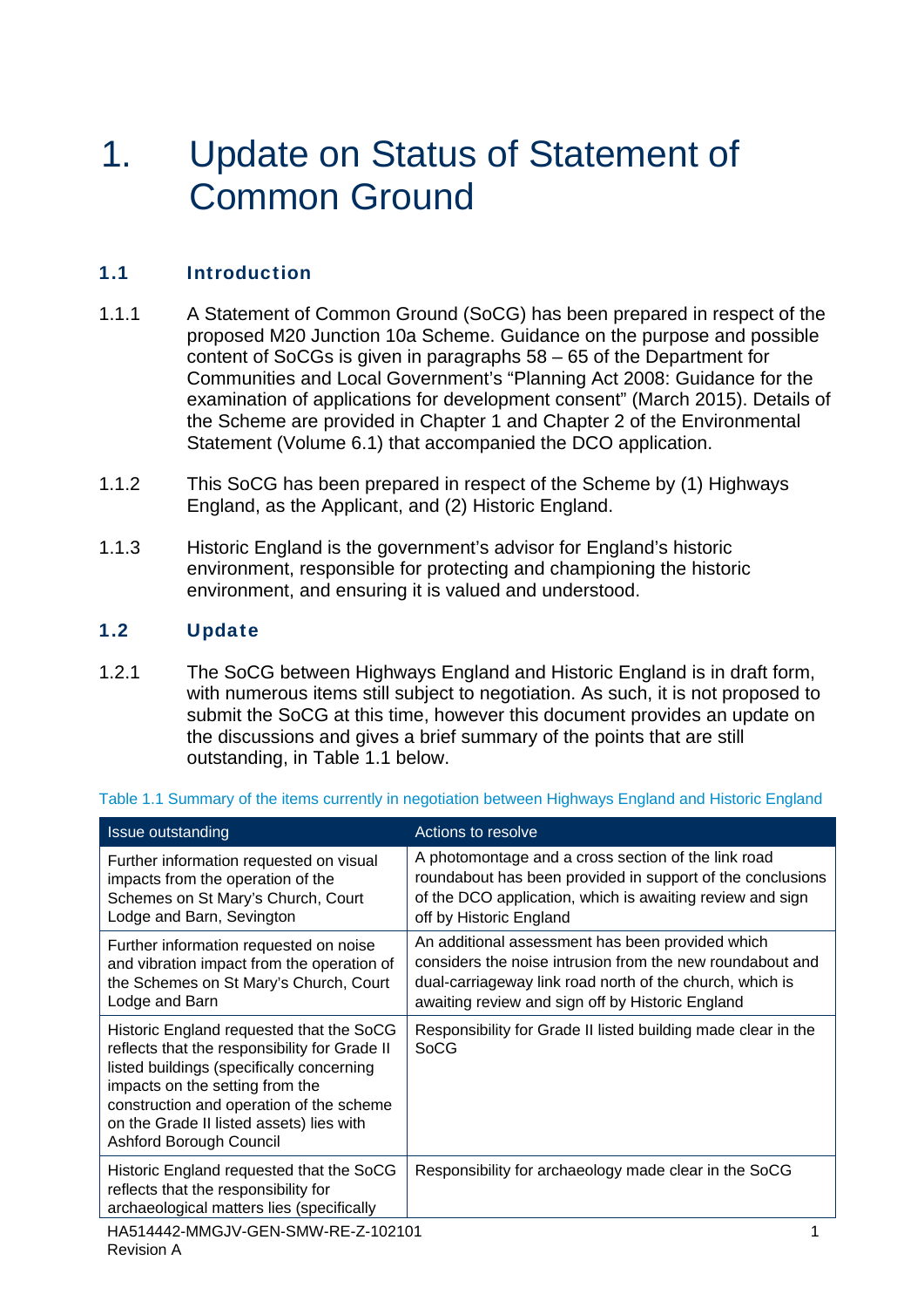# 1. Update on Status of Statement of Common Ground

## 1.1 Introduction

1.1.1 A Statement of Common Ground (SoCG) has been prepared in respect of the proposed M20 Junction 10a Scheme. Guidance on the purpose and possible content of SoCGs is given in paragraphs 58 – 65 of the Department for Communities and Local Government's "Planning Act 2008: Guidance for the examination of applications for development consent" (March 2015). Details of the Scheme are provided in Chapter 1 and Chapter 2 of the Environmental Statement (Volume 6.1) that accompanied the DCO application.

1.1.2 This SoCG has been prepared in respect of the Scheme by (1) Highways England, as the Applicant, and (2) Historic England.

1.1.3 Historic England is the government's advisor for England's historic environment, responsible for protecting and championing the historic environment, and ensuring it is valued and understood.

## 1.2 Update

1.2.1 The SoCG between Highways England and Historic England is in draft form, with numerous items still subject to negotiation. As such, it is not proposed to submit the SoCG at this time, however this document provides an update on the discussions and gives a brief summary of the points that are still outstanding, in Table 1.1 below.

Table 1.1 Summary of the items currently in negotiation between Highways England and Historic England

| Issue outstanding | Actions to resolve |
|---|---|
| Further information requested on visual impacts from the operation of the Schemes on St Mary's Church, Court Lodge and Barn, Sevington | A photomontage and a cross section of the link road roundabout has been provided in support of the conclusions of the DCO application, which is awaiting review and sign off by Historic England |
| Further information requested on noise and vibration impact from the operation of the Schemes on St Mary's Church, Court Lodge and Barn | An additional assessment has been provided which considers the noise intrusion from the new roundabout and dual-carriageway link road north of the church, which is awaiting review and sign off by Historic England |
| Historic England requested that the SoCG reflects that the responsibility for Grade II listed buildings (specifically concerning impacts on the setting from the construction and operation of the scheme on the Grade II listed assets) lies with Ashford Borough Council | Responsibility for Grade II listed building made clear in the SoCG |
| Historic England requested that the SoCG reflects that the responsibility for archaeological matters lies (specifically | Responsibility for archaeology made clear in the SoCG |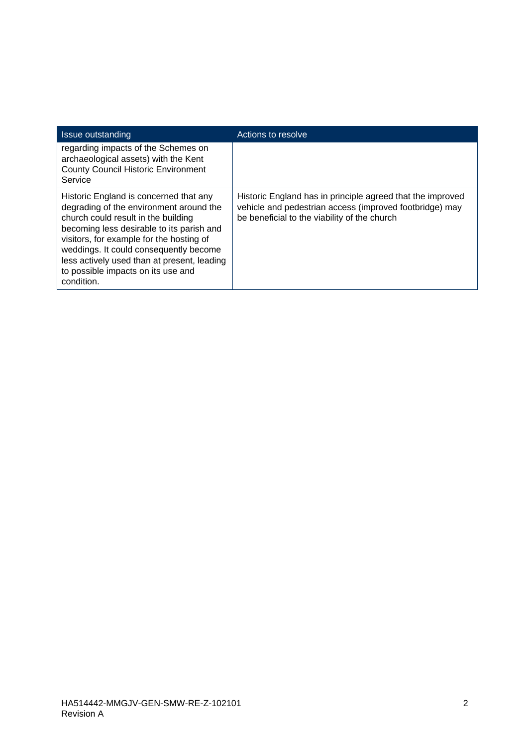| Issue outstanding | Actions to resolve |
|---|---|
| regarding impacts of the Schemes on archaeological assets) with the Kent County Council Historic Environment Service | |
| Historic England is concerned that any degrading of the environment around the church could result in the building becoming less desirable to its parish and visitors, for example for the hosting of weddings. It could consequently become less actively used than at present, leading to possible impacts on its use and condition. | Historic England has in principle agreed that the improved vehicle and pedestrian access (improved footbridge) may be beneficial to the viability of the church |